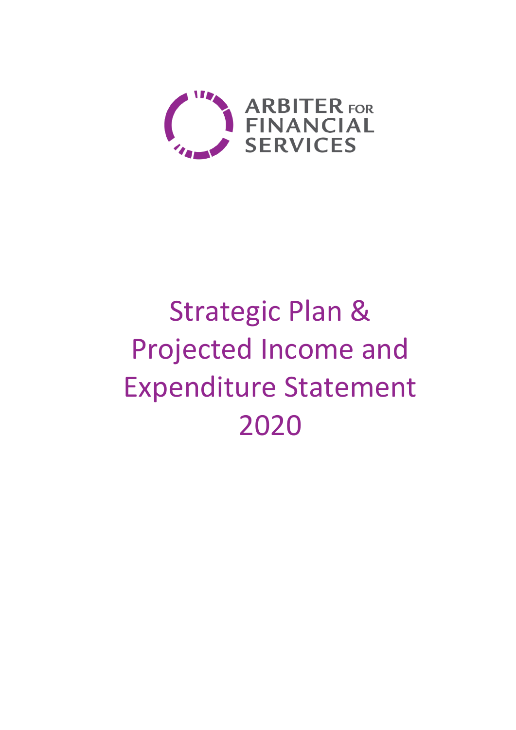ARBITER FOR FINANCIAL SERVICES

# Strategic Plan & Projected Income and Expenditure Statement 2020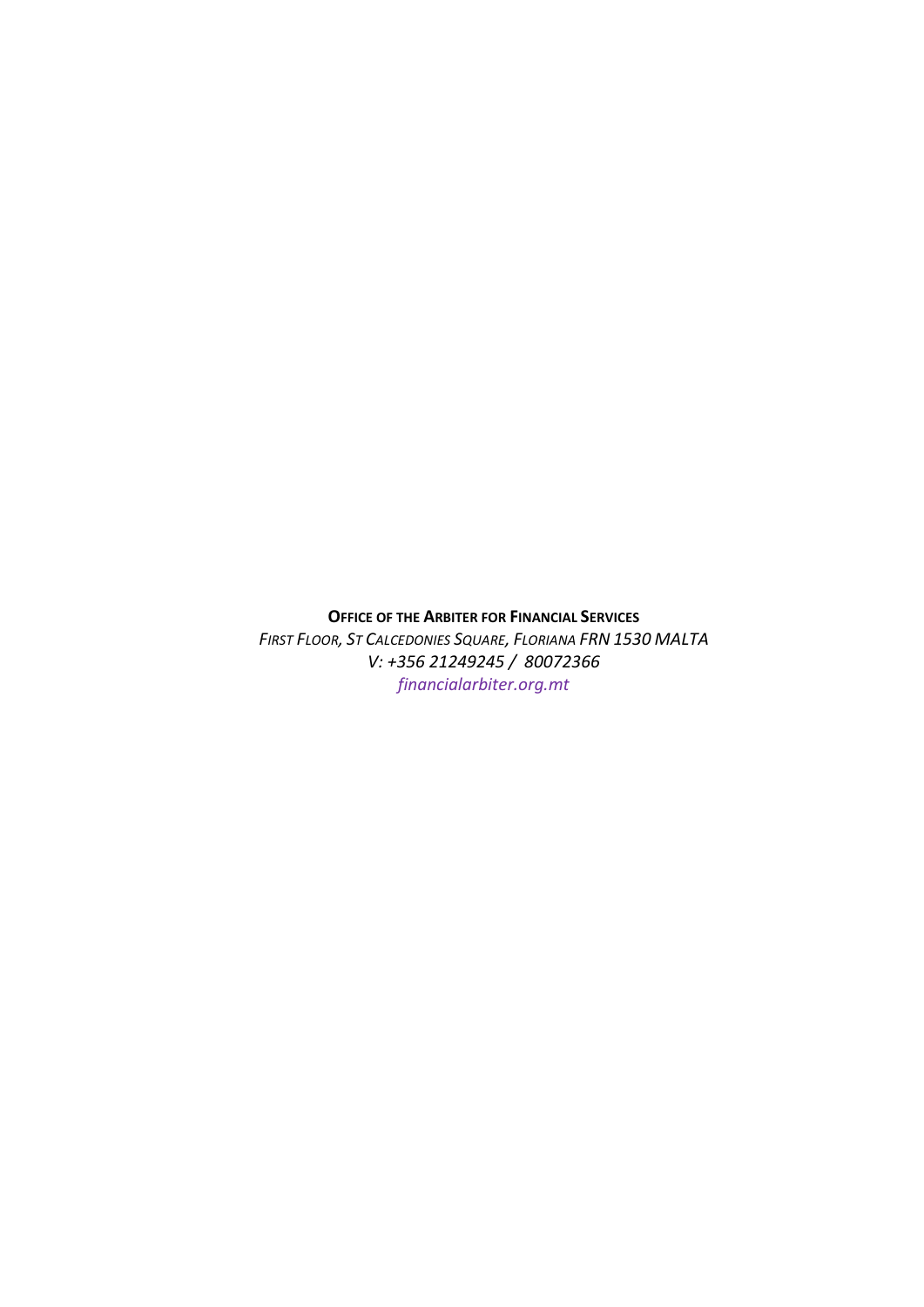**Office of the Arbiter for Financial Services**
*First Floor, St Calcedonies Square, Floriana FRN 1530 MALTA*
*V: +356 21249245 / 80072366*
*financialarbiter.org.mt*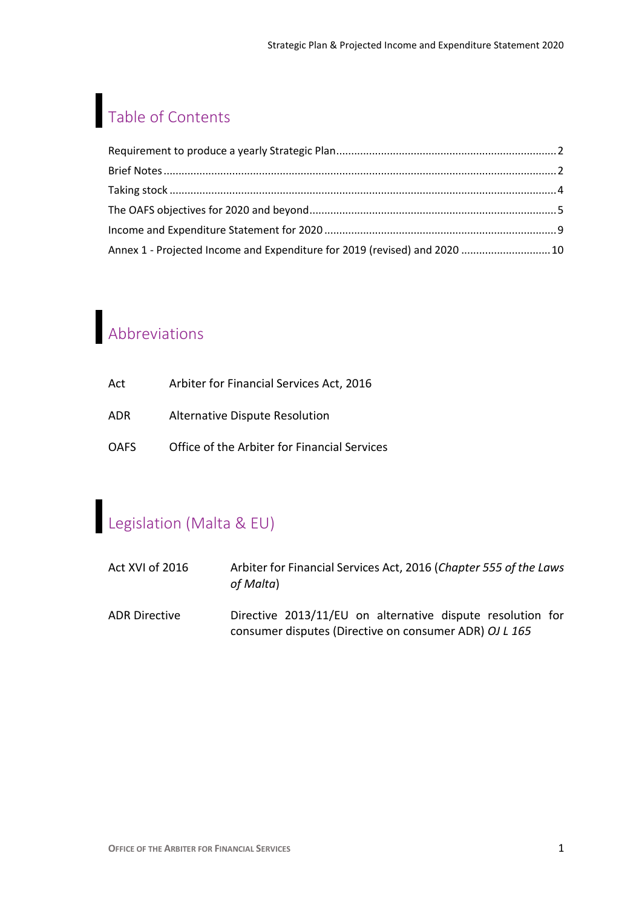# Table of Contents

Requirement to produce a yearly Strategic Plan ........................................................................ 2
Brief Notes .................................................................................................................................. 2
Taking stock ................................................................................................................................ 4
The OAFS objectives for 2020 and beyond ................................................................................. 5
Income and Expenditure Statement for 2020 ............................................................................. 9
Annex 1 - Projected Income and Expenditure for 2019 (revised) and 2020 ............................. 10

# Abbreviations

| | |
|---|---|
| Act | Arbiter for Financial Services Act, 2016 |
| ADR | Alternative Dispute Resolution |
| OAFS | Office of the Arbiter for Financial Services |

# Legislation (Malta & EU)

| | |
|---|---|
| Act XVI of 2016 | Arbiter for Financial Services Act, 2016 (*Chapter 555 of the Laws of Malta*) |
| ADR Directive | Directive 2013/11/EU on alternative dispute resolution for consumer disputes (Directive on consumer ADR) *OJ L 165* |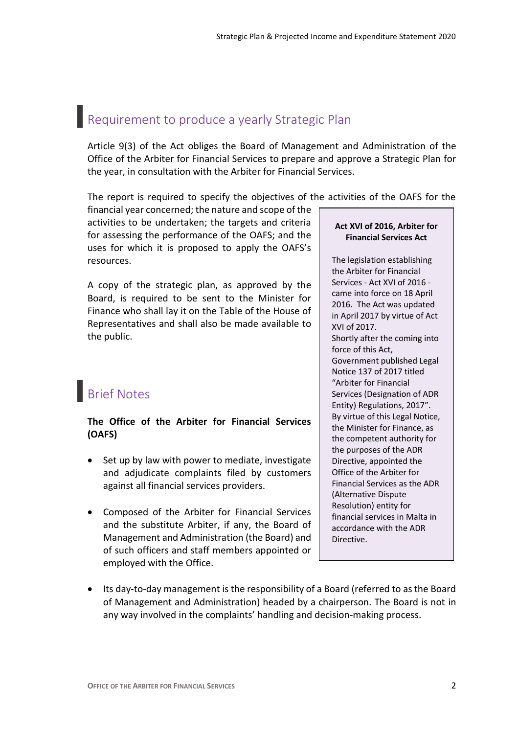## Requirement to produce a yearly Strategic Plan

Article 9(3) of the Act obliges the Board of Management and Administration of the Office of the Arbiter for Financial Services to prepare and approve a Strategic Plan for the year, in consultation with the Arbiter for Financial Services.

The report is required to specify the objectives of the activities of the OAFS for the financial year concerned; the nature and scope of the activities to be undertaken; the targets and criteria for assessing the performance of the OAFS; and the uses for which it is proposed to apply the OAFS's resources.

A copy of the strategic plan, as approved by the Board, is required to be sent to the Minister for Finance who shall lay it on the Table of the House of Representatives and shall also be made available to the public.

> **Act XVI of 2016, Arbiter for Financial Services Act**
>
> The legislation establishing the Arbiter for Financial Services - Act XVI of 2016 - came into force on 18 April 2016. The Act was updated in April 2017 by virtue of Act XVI of 2017.
> Shortly after the coming into force of this Act, Government published Legal Notice 137 of 2017 titled "Arbiter for Financial Services (Designation of ADR Entity) Regulations, 2017". By virtue of this Legal Notice, the Minister for Finance, as the competent authority for the purposes of the ADR Directive, appointed the Office of the Arbiter for Financial Services as the ADR (Alternative Dispute Resolution) entity for financial services in Malta in accordance with the ADR Directive.

## Brief Notes

**The Office of the Arbiter for Financial Services (OAFS)**

- Set up by law with power to mediate, investigate and adjudicate complaints filed by customers against all financial services providers.
- Composed of the Arbiter for Financial Services and the substitute Arbiter, if any, the Board of Management and Administration (the Board) and of such officers and staff members appointed or employed with the Office.
- Its day-to-day management is the responsibility of a Board (referred to as the Board of Management and Administration) headed by a chairperson. The Board is not in any way involved in the complaints' handling and decision-making process.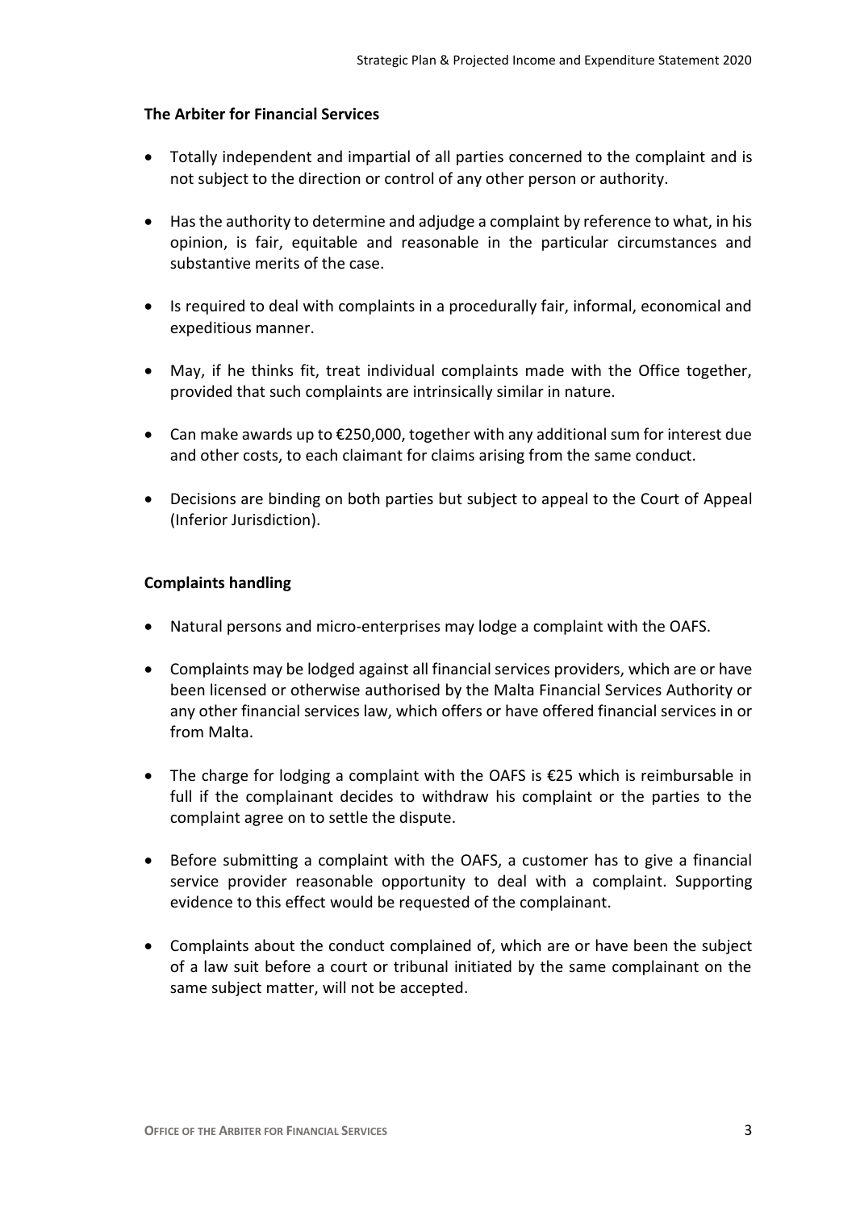**The Arbiter for Financial Services**

- Totally independent and impartial of all parties concerned to the complaint and is not subject to the direction or control of any other person or authority.
- Has the authority to determine and adjudge a complaint by reference to what, in his opinion, is fair, equitable and reasonable in the particular circumstances and substantive merits of the case.
- Is required to deal with complaints in a procedurally fair, informal, economical and expeditious manner.
- May, if he thinks fit, treat individual complaints made with the Office together, provided that such complaints are intrinsically similar in nature.
- Can make awards up to €250,000, together with any additional sum for interest due and other costs, to each claimant for claims arising from the same conduct.
- Decisions are binding on both parties but subject to appeal to the Court of Appeal (Inferior Jurisdiction).

**Complaints handling**

- Natural persons and micro-enterprises may lodge a complaint with the OAFS.
- Complaints may be lodged against all financial services providers, which are or have been licensed or otherwise authorised by the Malta Financial Services Authority or any other financial services law, which offers or have offered financial services in or from Malta.
- The charge for lodging a complaint with the OAFS is €25 which is reimbursable in full if the complainant decides to withdraw his complaint or the parties to the complaint agree on to settle the dispute.
- Before submitting a complaint with the OAFS, a customer has to give a financial service provider reasonable opportunity to deal with a complaint. Supporting evidence to this effect would be requested of the complainant.
- Complaints about the conduct complained of, which are or have been the subject of a law suit before a court or tribunal initiated by the same complainant on the same subject matter, will not be accepted.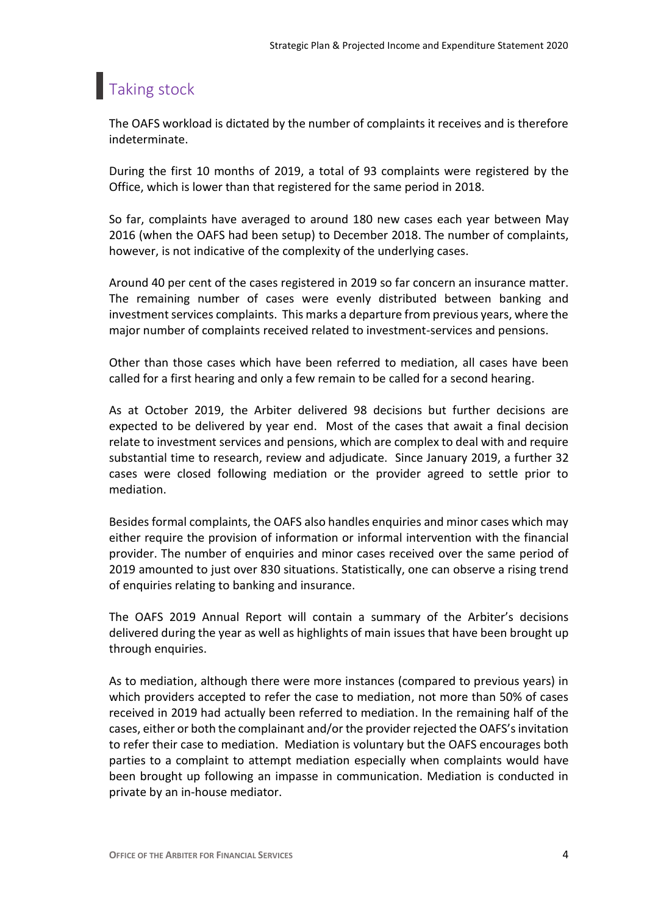## Taking stock

The OAFS workload is dictated by the number of complaints it receives and is therefore indeterminate.

During the first 10 months of 2019, a total of 93 complaints were registered by the Office, which is lower than that registered for the same period in 2018.

So far, complaints have averaged to around 180 new cases each year between May 2016 (when the OAFS had been setup) to December 2018. The number of complaints, however, is not indicative of the complexity of the underlying cases.

Around 40 per cent of the cases registered in 2019 so far concern an insurance matter. The remaining number of cases were evenly distributed between banking and investment services complaints. This marks a departure from previous years, where the major number of complaints received related to investment-services and pensions.

Other than those cases which have been referred to mediation, all cases have been called for a first hearing and only a few remain to be called for a second hearing.

As at October 2019, the Arbiter delivered 98 decisions but further decisions are expected to be delivered by year end. Most of the cases that await a final decision relate to investment services and pensions, which are complex to deal with and require substantial time to research, review and adjudicate. Since January 2019, a further 32 cases were closed following mediation or the provider agreed to settle prior to mediation.

Besides formal complaints, the OAFS also handles enquiries and minor cases which may either require the provision of information or informal intervention with the financial provider. The number of enquiries and minor cases received over the same period of 2019 amounted to just over 830 situations. Statistically, one can observe a rising trend of enquiries relating to banking and insurance.

The OAFS 2019 Annual Report will contain a summary of the Arbiter's decisions delivered during the year as well as highlights of main issues that have been brought up through enquiries.

As to mediation, although there were more instances (compared to previous years) in which providers accepted to refer the case to mediation, not more than 50% of cases received in 2019 had actually been referred to mediation. In the remaining half of the cases, either or both the complainant and/or the provider rejected the OAFS's invitation to refer their case to mediation. Mediation is voluntary but the OAFS encourages both parties to a complaint to attempt mediation especially when complaints would have been brought up following an impasse in communication. Mediation is conducted in private by an in-house mediator.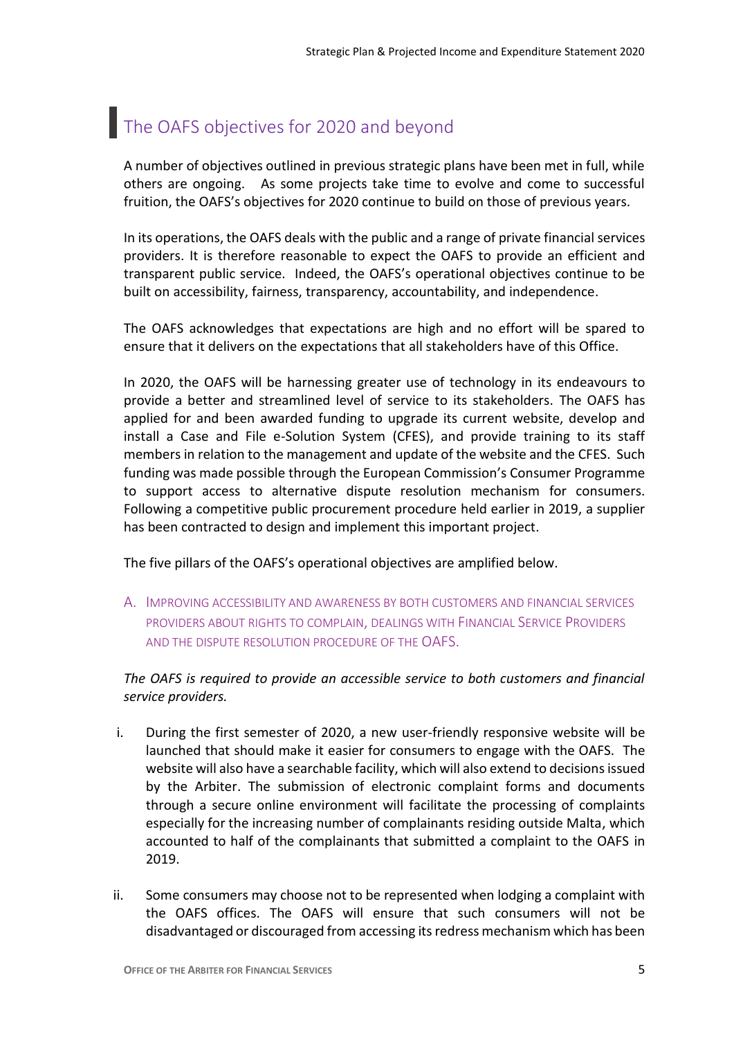## The OAFS objectives for 2020 and beyond

A number of objectives outlined in previous strategic plans have been met in full, while others are ongoing. As some projects take time to evolve and come to successful fruition, the OAFS's objectives for 2020 continue to build on those of previous years.

In its operations, the OAFS deals with the public and a range of private financial services providers. It is therefore reasonable to expect the OAFS to provide an efficient and transparent public service. Indeed, the OAFS's operational objectives continue to be built on accessibility, fairness, transparency, accountability, and independence.

The OAFS acknowledges that expectations are high and no effort will be spared to ensure that it delivers on the expectations that all stakeholders have of this Office.

In 2020, the OAFS will be harnessing greater use of technology in its endeavours to provide a better and streamlined level of service to its stakeholders. The OAFS has applied for and been awarded funding to upgrade its current website, develop and install a Case and File e-Solution System (CFES), and provide training to its staff members in relation to the management and update of the website and the CFES. Such funding was made possible through the European Commission's Consumer Programme to support access to alternative dispute resolution mechanism for consumers. Following a competitive public procurement procedure held earlier in 2019, a supplier has been contracted to design and implement this important project.

The five pillars of the OAFS's operational objectives are amplified below.

### A. Improving accessibility and awareness by both customers and financial services providers about rights to complain, dealings with Financial Service Providers and the dispute resolution procedure of the OAFS.

*The OAFS is required to provide an accessible service to both customers and financial service providers.*

i. During the first semester of 2020, a new user-friendly responsive website will be launched that should make it easier for consumers to engage with the OAFS. The website will also have a searchable facility, which will also extend to decisions issued by the Arbiter. The submission of electronic complaint forms and documents through a secure online environment will facilitate the processing of complaints especially for the increasing number of complainants residing outside Malta, which accounted to half of the complainants that submitted a complaint to the OAFS in 2019.

ii. Some consumers may choose not to be represented when lodging a complaint with the OAFS offices. The OAFS will ensure that such consumers will not be disadvantaged or discouraged from accessing its redress mechanism which has been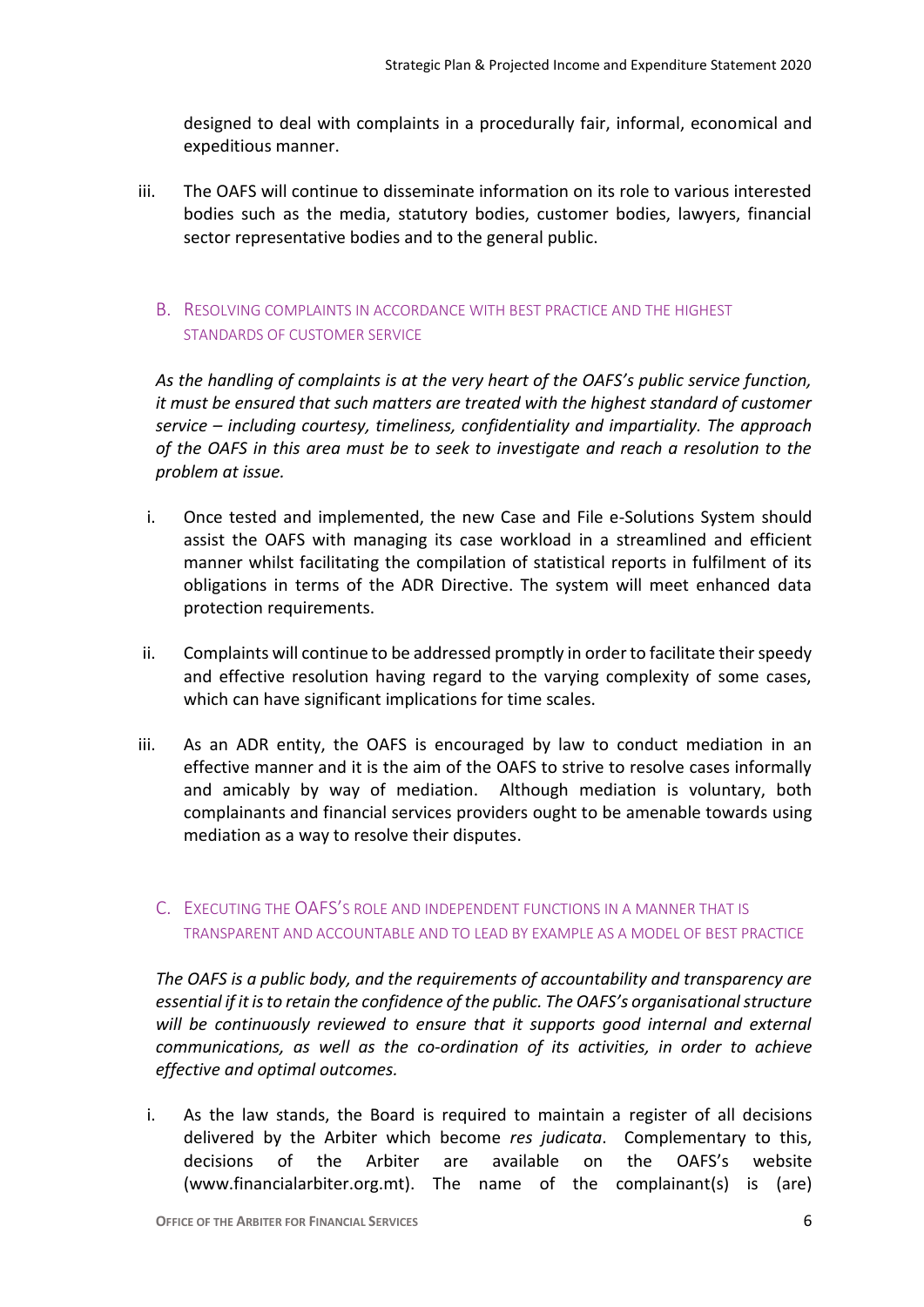designed to deal with complaints in a procedurally fair, informal, economical and expeditious manner.

iii. The OAFS will continue to disseminate information on its role to various interested bodies such as the media, statutory bodies, customer bodies, lawyers, financial sector representative bodies and to the general public.

### B. Resolving complaints in accordance with best practice and the highest standards of customer service

*As the handling of complaints is at the very heart of the OAFS's public service function, it must be ensured that such matters are treated with the highest standard of customer service – including courtesy, timeliness, confidentiality and impartiality. The approach of the OAFS in this area must be to seek to investigate and reach a resolution to the problem at issue.*

i. Once tested and implemented, the new Case and File e-Solutions System should assist the OAFS with managing its case workload in a streamlined and efficient manner whilst facilitating the compilation of statistical reports in fulfilment of its obligations in terms of the ADR Directive. The system will meet enhanced data protection requirements.

ii. Complaints will continue to be addressed promptly in order to facilitate their speedy and effective resolution having regard to the varying complexity of some cases, which can have significant implications for time scales.

iii. As an ADR entity, the OAFS is encouraged by law to conduct mediation in an effective manner and it is the aim of the OAFS to strive to resolve cases informally and amicably by way of mediation. Although mediation is voluntary, both complainants and financial services providers ought to be amenable towards using mediation as a way to resolve their disputes.

### C. Executing the OAFS's role and independent functions in a manner that is transparent and accountable and to lead by example as a model of best practice

*The OAFS is a public body, and the requirements of accountability and transparency are essential if it is to retain the confidence of the public. The OAFS's organisational structure will be continuously reviewed to ensure that it supports good internal and external communications, as well as the co-ordination of its activities, in order to achieve effective and optimal outcomes.*

i. As the law stands, the Board is required to maintain a register of all decisions delivered by the Arbiter which become *res judicata*. Complementary to this, decisions of the Arbiter are available on the OAFS's website (www.financialarbiter.org.mt). The name of the complainant(s) is (are)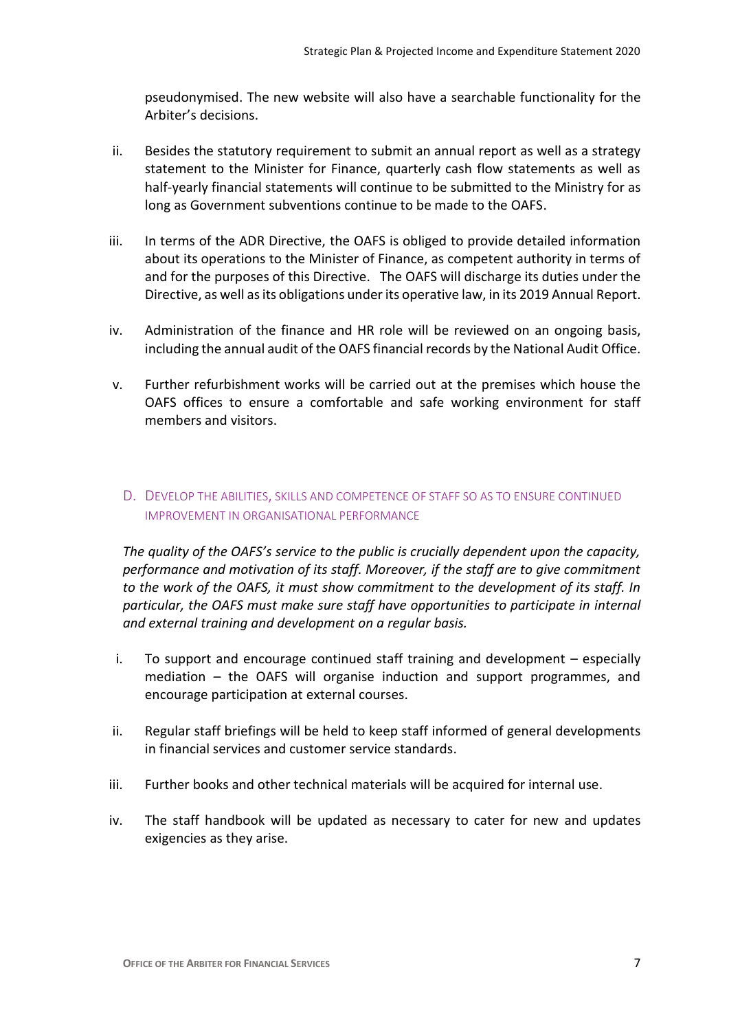pseudonymised. The new website will also have a searchable functionality for the Arbiter's decisions.

ii. Besides the statutory requirement to submit an annual report as well as a strategy statement to the Minister for Finance, quarterly cash flow statements as well as half-yearly financial statements will continue to be submitted to the Ministry for as long as Government subventions continue to be made to the OAFS.

iii. In terms of the ADR Directive, the OAFS is obliged to provide detailed information about its operations to the Minister of Finance, as competent authority in terms of and for the purposes of this Directive. The OAFS will discharge its duties under the Directive, as well as its obligations under its operative law, in its 2019 Annual Report.

iv. Administration of the finance and HR role will be reviewed on an ongoing basis, including the annual audit of the OAFS financial records by the National Audit Office.

v. Further refurbishment works will be carried out at the premises which house the OAFS offices to ensure a comfortable and safe working environment for staff members and visitors.

### D. Develop the abilities, skills and competence of staff so as to ensure continued improvement in organisational performance

*The quality of the OAFS's service to the public is crucially dependent upon the capacity, performance and motivation of its staff. Moreover, if the staff are to give commitment to the work of the OAFS, it must show commitment to the development of its staff. In particular, the OAFS must make sure staff have opportunities to participate in internal and external training and development on a regular basis.*

i. To support and encourage continued staff training and development – especially mediation – the OAFS will organise induction and support programmes, and encourage participation at external courses.

ii. Regular staff briefings will be held to keep staff informed of general developments in financial services and customer service standards.

iii. Further books and other technical materials will be acquired for internal use.

iv. The staff handbook will be updated as necessary to cater for new and updates exigencies as they arise.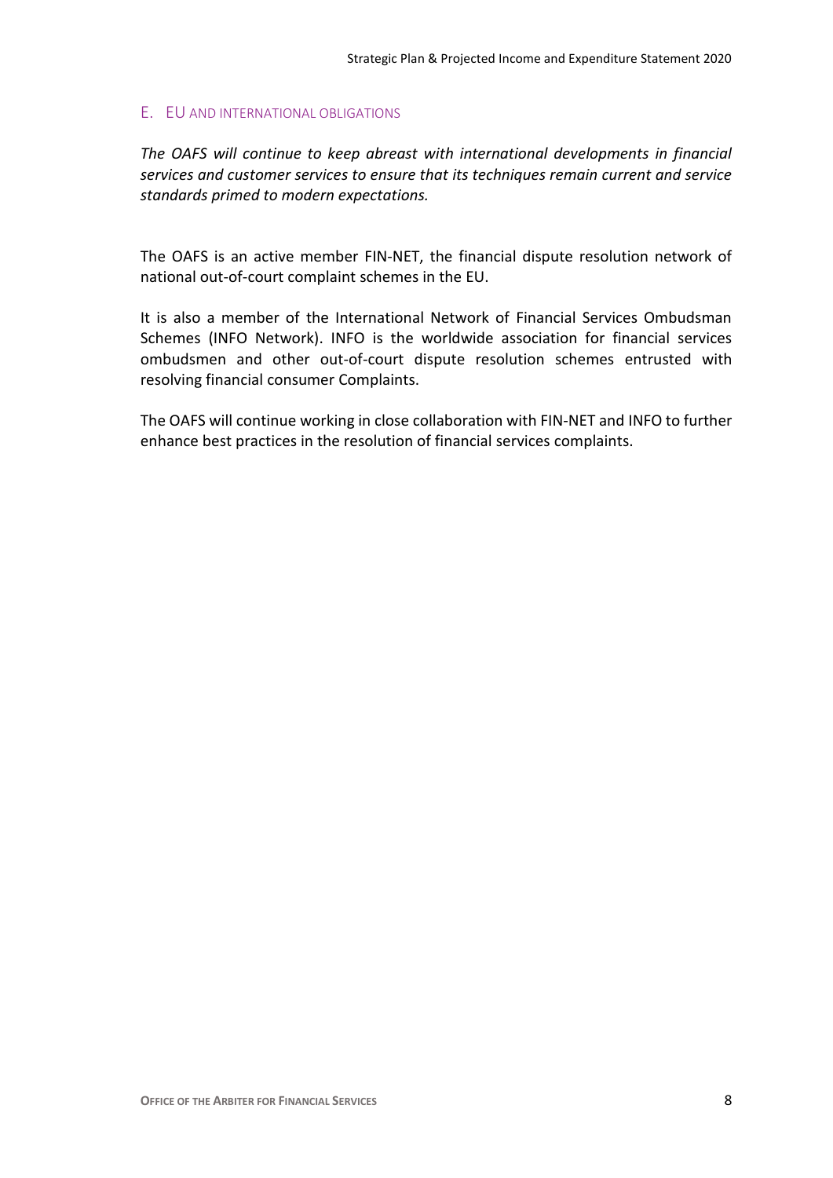## E. EU AND INTERNATIONAL OBLIGATIONS

*The OAFS will continue to keep abreast with international developments in financial services and customer services to ensure that its techniques remain current and service standards primed to modern expectations.*

The OAFS is an active member FIN-NET, the financial dispute resolution network of national out-of-court complaint schemes in the EU.

It is also a member of the International Network of Financial Services Ombudsman Schemes (INFO Network). INFO is the worldwide association for financial services ombudsmen and other out-of-court dispute resolution schemes entrusted with resolving financial consumer Complaints.

The OAFS will continue working in close collaboration with FIN-NET and INFO to further enhance best practices in the resolution of financial services complaints.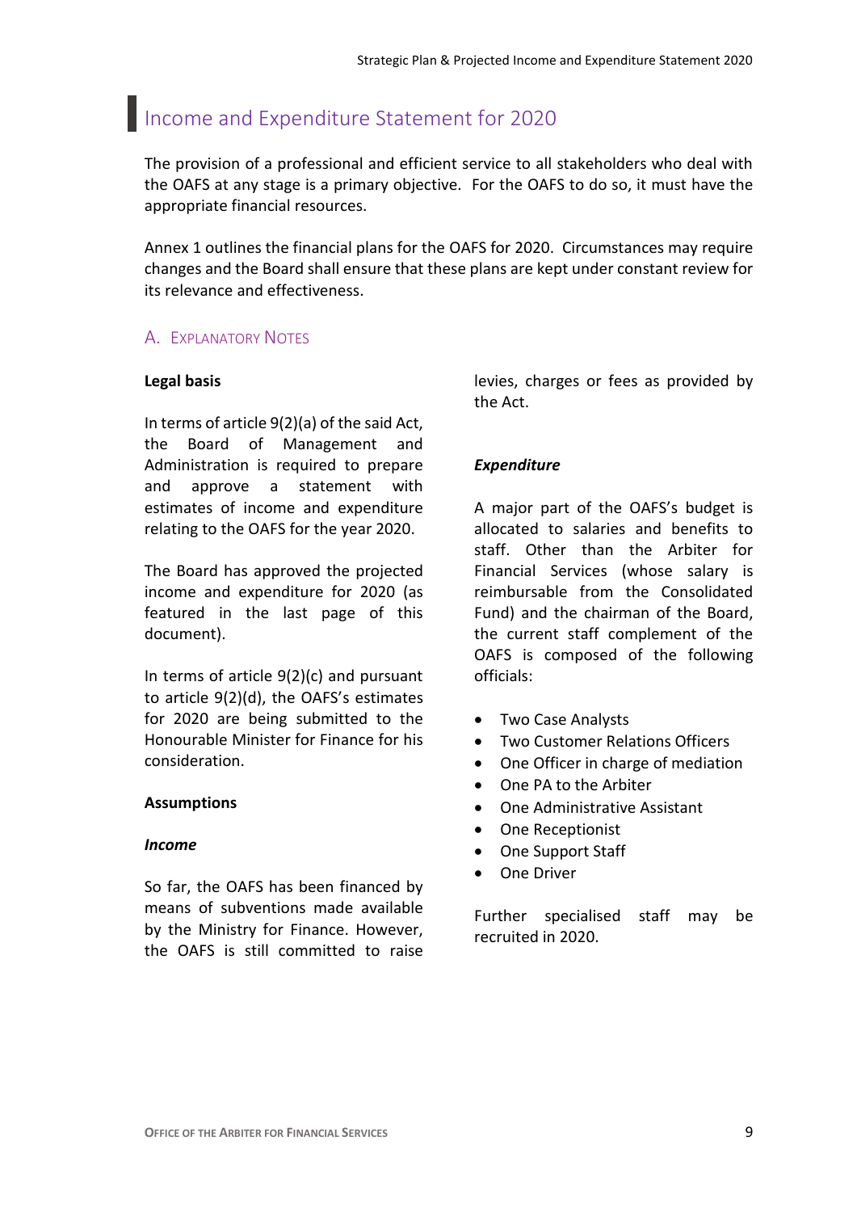# Income and Expenditure Statement for 2020

The provision of a professional and efficient service to all stakeholders who deal with the OAFS at any stage is a primary objective. For the OAFS to do so, it must have the appropriate financial resources.

Annex 1 outlines the financial plans for the OAFS for 2020. Circumstances may require changes and the Board shall ensure that these plans are kept under constant review for its relevance and effectiveness.

## A. Explanatory Notes

**Legal basis**

In terms of article 9(2)(a) of the said Act, the Board of Management and Administration is required to prepare and approve a statement with estimates of income and expenditure relating to the OAFS for the year 2020.

The Board has approved the projected income and expenditure for 2020 (as featured in the last page of this document).

In terms of article 9(2)(c) and pursuant to article 9(2)(d), the OAFS's estimates for 2020 are being submitted to the Honourable Minister for Finance for his consideration.

**Assumptions**

***Income***

So far, the OAFS has been financed by means of subventions made available by the Ministry for Finance. However, the OAFS is still committed to raise levies, charges or fees as provided by the Act.

***Expenditure***

A major part of the OAFS's budget is allocated to salaries and benefits to staff. Other than the Arbiter for Financial Services (whose salary is reimbursable from the Consolidated Fund) and the chairman of the Board, the current staff complement of the OAFS is composed of the following officials:

- Two Case Analysts
- Two Customer Relations Officers
- One Officer in charge of mediation
- One PA to the Arbiter
- One Administrative Assistant
- One Receptionist
- One Support Staff
- One Driver

Further specialised staff may be recruited in 2020.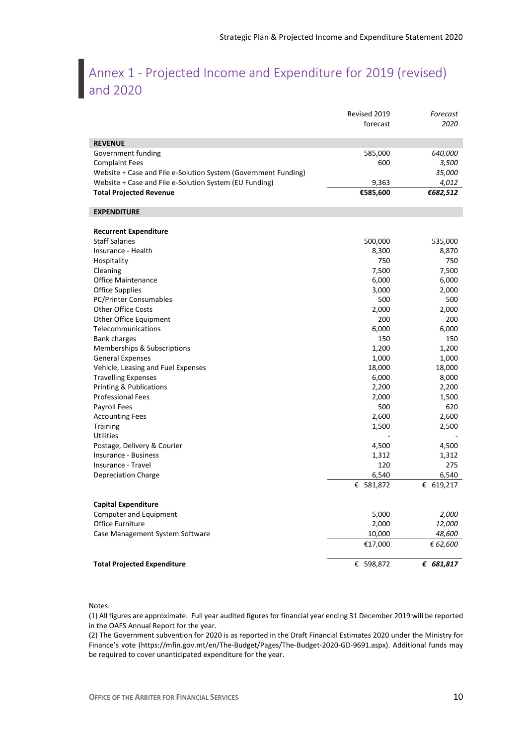# Annex 1 - Projected Income and Expenditure for 2019 (revised) and 2020

| | Revised 2019 forecast | *Forecast 2020* |
|---|---|---|
| **REVENUE** | | |
| Government funding | 585,000 | *640,000* |
| Complaint Fees | 600 | *3,500* |
| Website + Case and File e-Solution System (Government Funding) | | *35,000* |
| Website + Case and File e-Solution System (EU Funding) | 9,363 | *4,012* |
| **Total Projected Revenue** | **€585,600** | ***€682,512*** |
| **EXPENDITURE** | | |
| **Recurrent Expenditure** | | |
| Staff Salaries | 500,000 | 535,000 |
| Insurance - Health | 8,300 | 8,870 |
| Hospitality | 750 | 750 |
| Cleaning | 7,500 | 7,500 |
| Office Maintenance | 6,000 | 6,000 |
| Office Supplies | 3,000 | 2,000 |
| PC/Printer Consumables | 500 | 500 |
| Other Office Costs | 2,000 | 2,000 |
| Other Office Equipment | 200 | 200 |
| Telecommunications | 6,000 | 6,000 |
| Bank charges | 150 | 150 |
| Memberships & Subscriptions | 1,200 | 1,200 |
| General Expenses | 1,000 | 1,000 |
| Vehicle, Leasing and Fuel Expenses | 18,000 | 18,000 |
| Travelling Expenses | 6,000 | 8,000 |
| Printing & Publications | 2,200 | 2,200 |
| Professional Fees | 2,000 | 1,500 |
| Payroll Fees | 500 | 620 |
| Accounting Fees | 2,600 | 2,600 |
| Training | 1,500 | 2,500 |
| Utilities | - | - |
| Postage, Delivery & Courier | 4,500 | 4,500 |
| Insurance - Business | 1,312 | 1,312 |
| Insurance - Travel | 120 | 275 |
| Depreciation Charge | 6,540 | 6,540 |
| | € 581,872 | € 619,217 |
| **Capital Expenditure** | | |
| Computer and Equipment | 5,000 | *2,000* |
| Office Furniture | 2,000 | *12,000* |
| Case Management System Software | 10,000 | *48,600* |
| | €17,000 | *€ 62,600* |
| **Total Projected Expenditure** | € 598,872 | ***€ 681,817*** |

Notes:

(1) All figures are approximate. Full year audited figures for financial year ending 31 December 2019 will be reported in the OAFS Annual Report for the year.

(2) The Government subvention for 2020 is as reported in the Draft Financial Estimates 2020 under the Ministry for Finance's vote (https://mfin.gov.mt/en/The-Budget/Pages/The-Budget-2020-GD-9691.aspx). Additional funds may be required to cover unanticipated expenditure for the year.